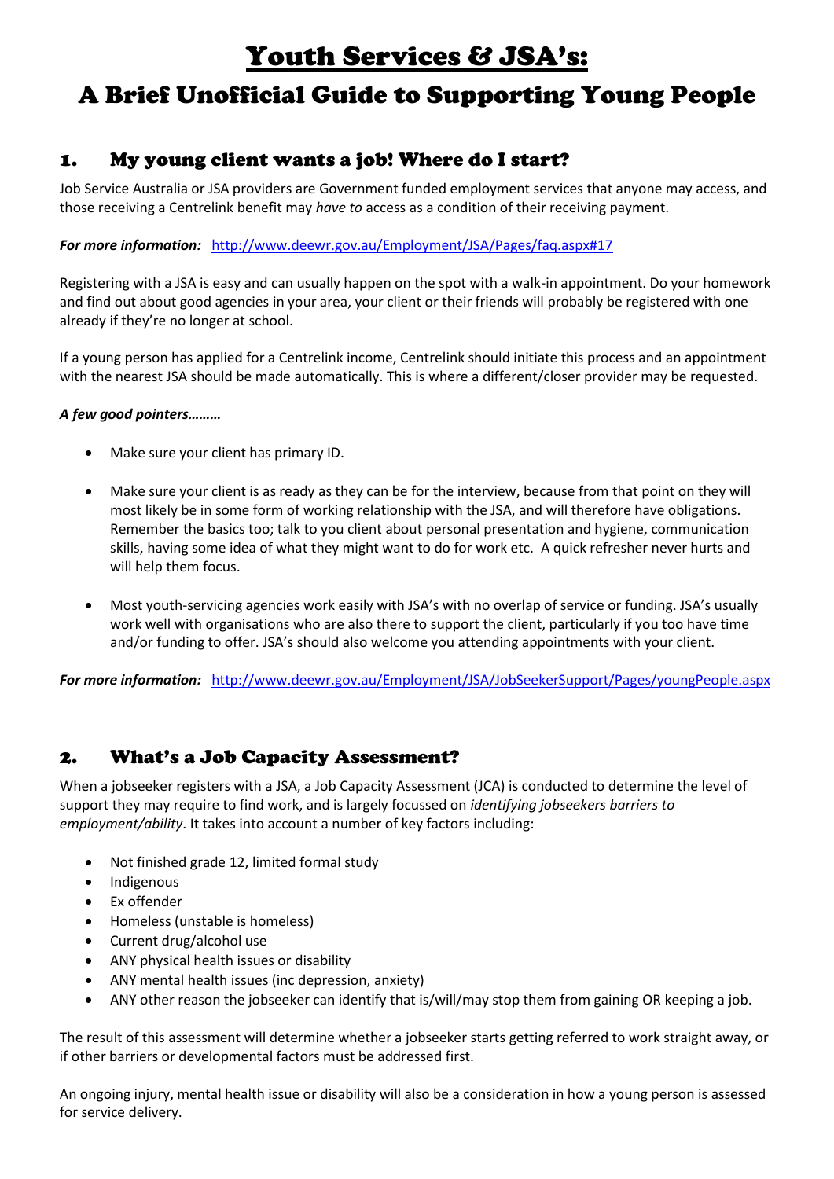# Youth Services & JSA's:

# A Brief Unofficial Guide to Supporting Young People

## 1. My young client wants a job! Where do I start?

Job Service Australia or JSA providers are Government funded employment services that anyone may access, and those receiving a Centrelink benefit may *have to* access as a condition of their receiving payment.

***For more information:*** http://www.deewr.gov.au/Employment/JSA/Pages/faq.aspx#17

Registering with a JSA is easy and can usually happen on the spot with a walk-in appointment. Do your homework and find out about good agencies in your area, your client or their friends will probably be registered with one already if they're no longer at school.

If a young person has applied for a Centrelink income, Centrelink should initiate this process and an appointment with the nearest JSA should be made automatically. This is where a different/closer provider may be requested.

***A few good pointers………***

- Make sure your client has primary ID.
- Make sure your client is as ready as they can be for the interview, because from that point on they will most likely be in some form of working relationship with the JSA, and will therefore have obligations. Remember the basics too; talk to you client about personal presentation and hygiene, communication skills, having some idea of what they might want to do for work etc. A quick refresher never hurts and will help them focus.
- Most youth-servicing agencies work easily with JSA's with no overlap of service or funding. JSA's usually work well with organisations who are also there to support the client, particularly if you too have time and/or funding to offer. JSA's should also welcome you attending appointments with your client.

***For more information:*** http://www.deewr.gov.au/Employment/JSA/JobSeekerSupport/Pages/youngPeople.aspx

## 2. What's a Job Capacity Assessment?

When a jobseeker registers with a JSA, a Job Capacity Assessment (JCA) is conducted to determine the level of support they may require to find work, and is largely focussed on *identifying jobseekers barriers to employment/ability*. It takes into account a number of key factors including:

- Not finished grade 12, limited formal study
- Indigenous
- Ex offender
- Homeless (unstable is homeless)
- Current drug/alcohol use
- ANY physical health issues or disability
- ANY mental health issues (inc depression, anxiety)
- ANY other reason the jobseeker can identify that is/will/may stop them from gaining OR keeping a job.

The result of this assessment will determine whether a jobseeker starts getting referred to work straight away, or if other barriers or developmental factors must be addressed first.

An ongoing injury, mental health issue or disability will also be a consideration in how a young person is assessed for service delivery.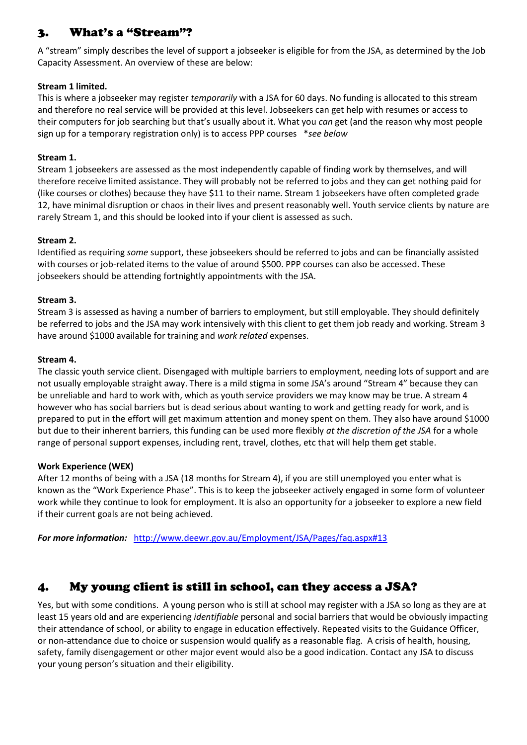## 3. What's a "Stream"?

A "stream" simply describes the level of support a jobseeker is eligible for from the JSA, as determined by the Job Capacity Assessment. An overview of these are below:

**Stream 1 limited.**
This is where a jobseeker may register *temporarily* with a JSA for 60 days. No funding is allocated to this stream and therefore no real service will be provided at this level. Jobseekers can get help with resumes or access to their computers for job searching but that's usually about it. What you *can* get (and the reason why most people sign up for a temporary registration only) is to access PPP courses *\*see below*

**Stream 1.**
Stream 1 jobseekers are assessed as the most independently capable of finding work by themselves, and will therefore receive limited assistance. They will probably not be referred to jobs and they can get nothing paid for (like courses or clothes) because they have $11 to their name. Stream 1 jobseekers have often completed grade 12, have minimal disruption or chaos in their lives and present reasonably well. Youth service clients by nature are rarely Stream 1, and this should be looked into if your client is assessed as such.

**Stream 2.**
Identified as requiring *some* support, these jobseekers should be referred to jobs and can be financially assisted with courses or job-related items to the value of around $500. PPP courses can also be accessed. These jobseekers should be attending fortnightly appointments with the JSA.

**Stream 3.**
Stream 3 is assessed as having a number of barriers to employment, but still employable. They should definitely be referred to jobs and the JSA may work intensively with this client to get them job ready and working. Stream 3 have around $1000 available for training and *work related* expenses.

**Stream 4.**
The classic youth service client. Disengaged with multiple barriers to employment, needing lots of support and are not usually employable straight away. There is a mild stigma in some JSA's around "Stream 4" because they can be unreliable and hard to work with, which as youth service providers we may know may be true. A stream 4 however who has social barriers but is dead serious about wanting to work and getting ready for work, and is prepared to put in the effort will get maximum attention and money spent on them. They also have around $1000 but due to their inherent barriers, this funding can be used more flexibly *at the discretion of the JSA* for a whole range of personal support expenses, including rent, travel, clothes, etc that will help them get stable.

**Work Experience (WEX)**
After 12 months of being with a JSA (18 months for Stream 4), if you are still unemployed you enter what is known as the "Work Experience Phase". This is to keep the jobseeker actively engaged in some form of volunteer work while they continue to look for employment. It is also an opportunity for a jobseeker to explore a new field if their current goals are not being achieved.

***For more information:*** http://www.deewr.gov.au/Employment/JSA/Pages/faq.aspx#13

## 4. My young client is still in school, can they access a JSA?

Yes, but with some conditions. A young person who is still at school may register with a JSA so long as they are at least 15 years old and are experiencing *identifiable* personal and social barriers that would be obviously impacting their attendance of school, or ability to engage in education effectively. Repeated visits to the Guidance Officer, or non-attendance due to choice or suspension would qualify as a reasonable flag. A crisis of health, housing, safety, family disengagement or other major event would also be a good indication. Contact any JSA to discuss your young person's situation and their eligibility.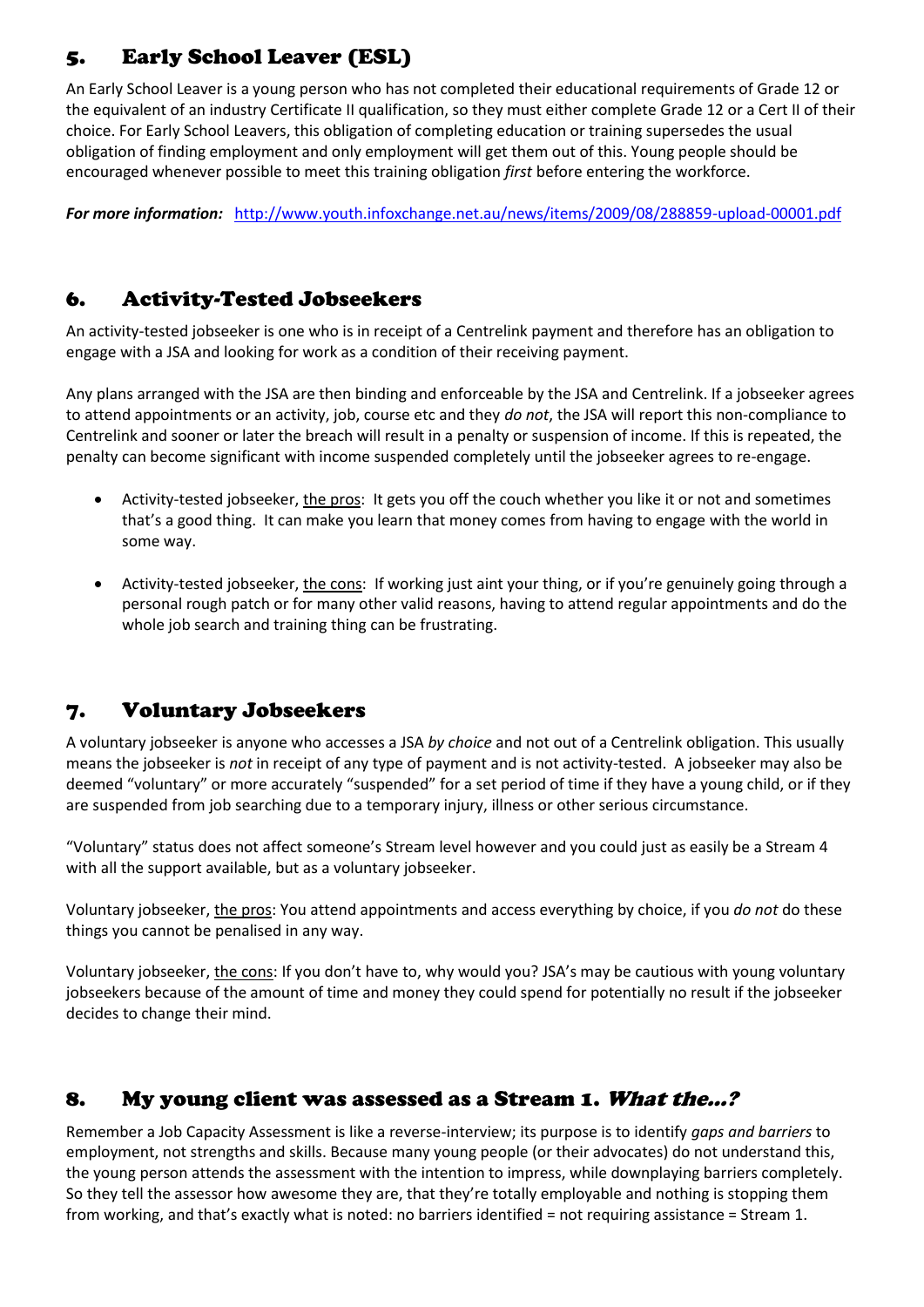## 5. Early School Leaver (ESL)

An Early School Leaver is a young person who has not completed their educational requirements of Grade 12 or the equivalent of an industry Certificate II qualification, so they must either complete Grade 12 or a Cert II of their choice. For Early School Leavers, this obligation of completing education or training supersedes the usual obligation of finding employment and only employment will get them out of this. Young people should be encouraged whenever possible to meet this training obligation *first* before entering the workforce.

***For more information:*** http://www.youth.infoxchange.net.au/news/items/2009/08/288859-upload-00001.pdf

## 6. Activity-Tested Jobseekers

An activity-tested jobseeker is one who is in receipt of a Centrelink payment and therefore has an obligation to engage with a JSA and looking for work as a condition of their receiving payment.

Any plans arranged with the JSA are then binding and enforceable by the JSA and Centrelink. If a jobseeker agrees to attend appointments or an activity, job, course etc and they *do not*, the JSA will report this non-compliance to Centrelink and sooner or later the breach will result in a penalty or suspension of income. If this is repeated, the penalty can become significant with income suspended completely until the jobseeker agrees to re-engage.

- Activity-tested jobseeker, <u>the pros</u>: It gets you off the couch whether you like it or not and sometimes that's a good thing. It can make you learn that money comes from having to engage with the world in some way.
- Activity-tested jobseeker, <u>the cons</u>: If working just aint your thing, or if you're genuinely going through a personal rough patch or for many other valid reasons, having to attend regular appointments and do the whole job search and training thing can be frustrating.

## 7. Voluntary Jobseekers

A voluntary jobseeker is anyone who accesses a JSA *by choice* and not out of a Centrelink obligation. This usually means the jobseeker is *not* in receipt of any type of payment and is not activity-tested. A jobseeker may also be deemed "voluntary" or more accurately "suspended" for a set period of time if they have a young child, or if they are suspended from job searching due to a temporary injury, illness or other serious circumstance.

"Voluntary" status does not affect someone's Stream level however and you could just as easily be a Stream 4 with all the support available, but as a voluntary jobseeker.

Voluntary jobseeker, <u>the pros</u>: You attend appointments and access everything by choice, if you *do not* do these things you cannot be penalised in any way.

Voluntary jobseeker, <u>the cons</u>: If you don't have to, why would you? JSA's may be cautious with young voluntary jobseekers because of the amount of time and money they could spend for potentially no result if the jobseeker decides to change their mind.

## 8. My young client was assessed as a Stream 1. *What the…?*

Remember a Job Capacity Assessment is like a reverse-interview; its purpose is to identify *gaps and barriers* to employment, not strengths and skills. Because many young people (or their advocates) do not understand this, the young person attends the assessment with the intention to impress, while downplaying barriers completely. So they tell the assessor how awesome they are, that they're totally employable and nothing is stopping them from working, and that's exactly what is noted: no barriers identified = not requiring assistance = Stream 1.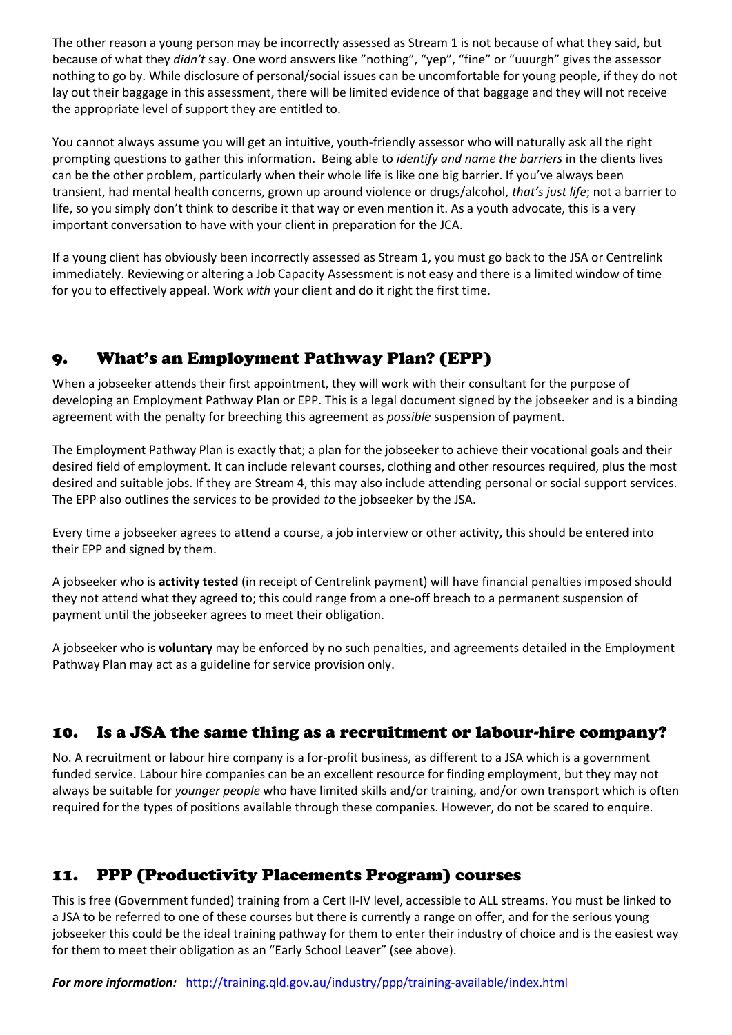The other reason a young person may be incorrectly assessed as Stream 1 is not because of what they said, but because of what they *didn't* say. One word answers like "nothing", "yep", "fine" or "uuurgh" gives the assessor nothing to go by. While disclosure of personal/social issues can be uncomfortable for young people, if they do not lay out their baggage in this assessment, there will be limited evidence of that baggage and they will not receive the appropriate level of support they are entitled to.

You cannot always assume you will get an intuitive, youth-friendly assessor who will naturally ask all the right prompting questions to gather this information. Being able to *identify and name the barriers* in the clients lives can be the other problem, particularly when their whole life is like one big barrier. If you've always been transient, had mental health concerns, grown up around violence or drugs/alcohol, *that's just life*; not a barrier to life, so you simply don't think to describe it that way or even mention it. As a youth advocate, this is a very important conversation to have with your client in preparation for the JCA.

If a young client has obviously been incorrectly assessed as Stream 1, you must go back to the JSA or Centrelink immediately. Reviewing or altering a Job Capacity Assessment is not easy and there is a limited window of time for you to effectively appeal. Work *with* your client and do it right the first time.

## 9. What's an Employment Pathway Plan? (EPP)

When a jobseeker attends their first appointment, they will work with their consultant for the purpose of developing an Employment Pathway Plan or EPP. This is a legal document signed by the jobseeker and is a binding agreement with the penalty for breeching this agreement as *possible* suspension of payment.

The Employment Pathway Plan is exactly that; a plan for the jobseeker to achieve their vocational goals and their desired field of employment. It can include relevant courses, clothing and other resources required, plus the most desired and suitable jobs. If they are Stream 4, this may also include attending personal or social support services. The EPP also outlines the services to be provided *to* the jobseeker by the JSA.

Every time a jobseeker agrees to attend a course, a job interview or other activity, this should be entered into their EPP and signed by them.

A jobseeker who is **activity tested** (in receipt of Centrelink payment) will have financial penalties imposed should they not attend what they agreed to; this could range from a one-off breach to a permanent suspension of payment until the jobseeker agrees to meet their obligation.

A jobseeker who is **voluntary** may be enforced by no such penalties, and agreements detailed in the Employment Pathway Plan may act as a guideline for service provision only.

## 10. Is a JSA the same thing as a recruitment or labour-hire company?

No. A recruitment or labour hire company is a for-profit business, as different to a JSA which is a government funded service. Labour hire companies can be an excellent resource for finding employment, but they may not always be suitable for *younger people* who have limited skills and/or training, and/or own transport which is often required for the types of positions available through these companies. However, do not be scared to enquire.

## 11. PPP (Productivity Placements Program) courses

This is free (Government funded) training from a Cert II-IV level, accessible to ALL streams. You must be linked to a JSA to be referred to one of these courses but there is currently a range on offer, and for the serious young jobseeker this could be the ideal training pathway for them to enter their industry of choice and is the easiest way for them to meet their obligation as an "Early School Leaver" (see above).

***For more information:*** http://training.qld.gov.au/industry/ppp/training-available/index.html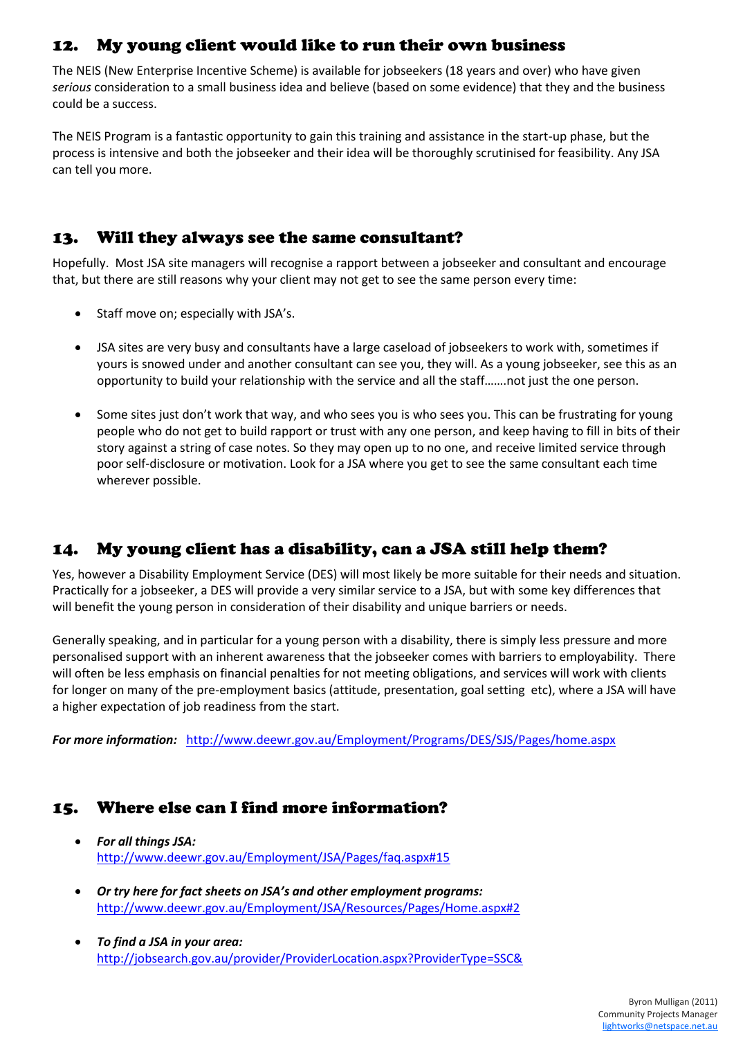## 12. My young client would like to run their own business

The NEIS (New Enterprise Incentive Scheme) is available for jobseekers (18 years and over) who have given *serious* consideration to a small business idea and believe (based on some evidence) that they and the business could be a success.

The NEIS Program is a fantastic opportunity to gain this training and assistance in the start-up phase, but the process is intensive and both the jobseeker and their idea will be thoroughly scrutinised for feasibility. Any JSA can tell you more.

## 13. Will they always see the same consultant?

Hopefully. Most JSA site managers will recognise a rapport between a jobseeker and consultant and encourage that, but there are still reasons why your client may not get to see the same person every time:

- Staff move on; especially with JSA's.
- JSA sites are very busy and consultants have a large caseload of jobseekers to work with, sometimes if yours is snowed under and another consultant can see you, they will. As a young jobseeker, see this as an opportunity to build your relationship with the service and all the staff…….not just the one person.
- Some sites just don't work that way, and who sees you is who sees you. This can be frustrating for young people who do not get to build rapport or trust with any one person, and keep having to fill in bits of their story against a string of case notes. So they may open up to no one, and receive limited service through poor self-disclosure or motivation. Look for a JSA where you get to see the same consultant each time wherever possible.

## 14. My young client has a disability, can a JSA still help them?

Yes, however a Disability Employment Service (DES) will most likely be more suitable for their needs and situation. Practically for a jobseeker, a DES will provide a very similar service to a JSA, but with some key differences that will benefit the young person in consideration of their disability and unique barriers or needs.

Generally speaking, and in particular for a young person with a disability, there is simply less pressure and more personalised support with an inherent awareness that the jobseeker comes with barriers to employability. There will often be less emphasis on financial penalties for not meeting obligations, and services will work with clients for longer on many of the pre-employment basics (attitude, presentation, goal setting etc), where a JSA will have a higher expectation of job readiness from the start.

***For more information:*** http://www.deewr.gov.au/Employment/Programs/DES/SJS/Pages/home.aspx

## 15. Where else can I find more information?

- ***For all things JSA:***
  http://www.deewr.gov.au/Employment/JSA/Pages/faq.aspx#15
- ***Or try here for fact sheets on JSA's and other employment programs:***
  http://www.deewr.gov.au/Employment/JSA/Resources/Pages/Home.aspx#2
- ***To find a JSA in your area:***
  http://jobsearch.gov.au/provider/ProviderLocation.aspx?ProviderType=SSC&

Byron Mulligan (2011)
Community Projects Manager
lightworks@netspace.net.au